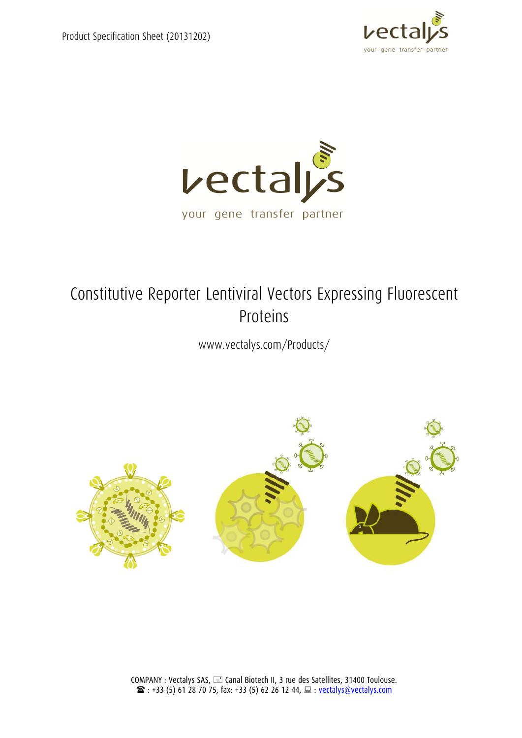Product Specification Sheet (20131202)

vectalys

your gene transfer partner

# Constitutive Reporter Lentiviral Vectors Expressing Fluorescent Proteins

www.vectalys.com/Products/

COMPANY : Vectalys SAS, Canal Biotech II, 3 rue des Satellites, 31400 Toulouse.
: +33 (5) 61 28 70 75, fax: +33 (5) 62 26 12 44, : vectalys@vectalys.com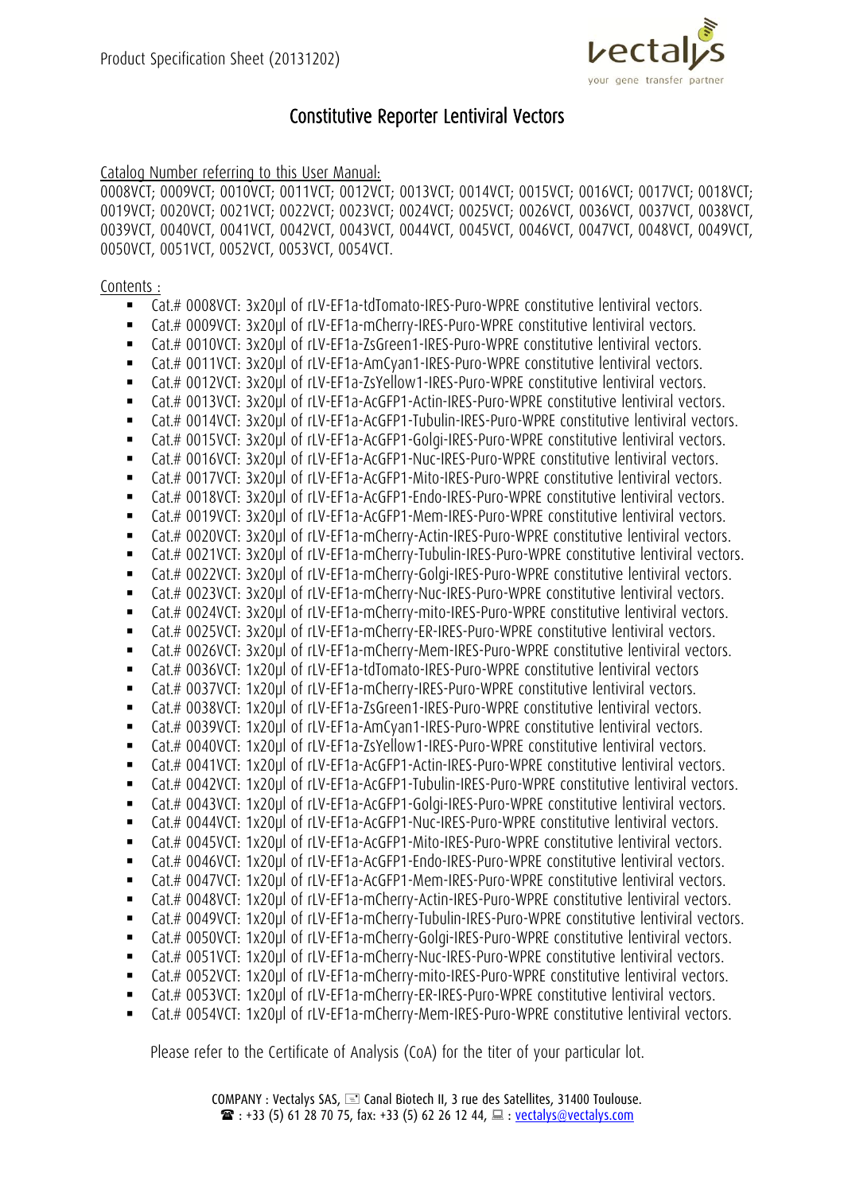# Constitutive Reporter Lentiviral Vectors

Catalog Number referring to this User Manual:

0008VCT; 0009VCT; 0010VCT; 0011VCT; 0012VCT; 0013VCT; 0014VCT; 0015VCT; 0016VCT; 0017VCT; 0018VCT; 0019VCT; 0020VCT; 0021VCT; 0022VCT; 0023VCT; 0024VCT; 0025VCT; 0026VCT, 0036VCT, 0037VCT, 0038VCT, 0039VCT, 0040VCT, 0041VCT, 0042VCT, 0043VCT, 0044VCT, 0045VCT, 0046VCT, 0047VCT, 0048VCT, 0049VCT, 0050VCT, 0051VCT, 0052VCT, 0053VCT, 0054VCT.

Contents :

- Cat.# 0008VCT: 3x20µl of rLV-EF1a-tdTomato-IRES-Puro-WPRE constitutive lentiviral vectors.
- Cat.# 0009VCT: 3x20µl of rLV-EF1a-mCherry-IRES-Puro-WPRE constitutive lentiviral vectors.
- Cat.# 0010VCT: 3x20µl of rLV-EF1a-ZsGreen1-IRES-Puro-WPRE constitutive lentiviral vectors.
- Cat.# 0011VCT: 3x20µl of rLV-EF1a-AmCyan1-IRES-Puro-WPRE constitutive lentiviral vectors.
- Cat.# 0012VCT: 3x20µl of rLV-EF1a-ZsYellow1-IRES-Puro-WPRE constitutive lentiviral vectors.
- Cat.# 0013VCT: 3x20µl of rLV-EF1a-AcGFP1-Actin-IRES-Puro-WPRE constitutive lentiviral vectors.
- Cat.# 0014VCT: 3x20µl of rLV-EF1a-AcGFP1-Tubulin-IRES-Puro-WPRE constitutive lentiviral vectors.
- Cat.# 0015VCT: 3x20µl of rLV-EF1a-AcGFP1-Golgi-IRES-Puro-WPRE constitutive lentiviral vectors.
- Cat.# 0016VCT: 3x20µl of rLV-EF1a-AcGFP1-Nuc-IRES-Puro-WPRE constitutive lentiviral vectors.
- Cat.# 0017VCT: 3x20µl of rLV-EF1a-AcGFP1-Mito-IRES-Puro-WPRE constitutive lentiviral vectors.
- Cat.# 0018VCT: 3x20µl of rLV-EF1a-AcGFP1-Endo-IRES-Puro-WPRE constitutive lentiviral vectors.
- Cat.# 0019VCT: 3x20µl of rLV-EF1a-AcGFP1-Mem-IRES-Puro-WPRE constitutive lentiviral vectors.
- Cat.# 0020VCT: 3x20µl of rLV-EF1a-mCherry-Actin-IRES-Puro-WPRE constitutive lentiviral vectors.
- Cat.# 0021VCT: 3x20µl of rLV-EF1a-mCherry-Tubulin-IRES-Puro-WPRE constitutive lentiviral vectors.
- Cat.# 0022VCT: 3x20µl of rLV-EF1a-mCherry-Golgi-IRES-Puro-WPRE constitutive lentiviral vectors.
- Cat.# 0023VCT: 3x20µl of rLV-EF1a-mCherry-Nuc-IRES-Puro-WPRE constitutive lentiviral vectors.
- Cat.# 0024VCT: 3x20µl of rLV-EF1a-mCherry-mito-IRES-Puro-WPRE constitutive lentiviral vectors.
- Cat.# 0025VCT: 3x20µl of rLV-EF1a-mCherry-ER-IRES-Puro-WPRE constitutive lentiviral vectors.
- Cat.# 0026VCT: 3x20µl of rLV-EF1a-mCherry-Mem-IRES-Puro-WPRE constitutive lentiviral vectors.
- Cat.# 0036VCT: 1x20µl of rLV-EF1a-tdTomato-IRES-Puro-WPRE constitutive lentiviral vectors
- Cat.# 0037VCT: 1x20µl of rLV-EF1a-mCherry-IRES-Puro-WPRE constitutive lentiviral vectors.
- Cat.# 0038VCT: 1x20µl of rLV-EF1a-ZsGreen1-IRES-Puro-WPRE constitutive lentiviral vectors.
- Cat.# 0039VCT: 1x20µl of rLV-EF1a-AmCyan1-IRES-Puro-WPRE constitutive lentiviral vectors.
- Cat.# 0040VCT: 1x20µl of rLV-EF1a-ZsYellow1-IRES-Puro-WPRE constitutive lentiviral vectors.
- Cat.# 0041VCT: 1x20µl of rLV-EF1a-AcGFP1-Actin-IRES-Puro-WPRE constitutive lentiviral vectors.
- Cat.# 0042VCT: 1x20µl of rLV-EF1a-AcGFP1-Tubulin-IRES-Puro-WPRE constitutive lentiviral vectors.
- Cat.# 0043VCT: 1x20µl of rLV-EF1a-AcGFP1-Golgi-IRES-Puro-WPRE constitutive lentiviral vectors.
- Cat.# 0044VCT: 1x20µl of rLV-EF1a-AcGFP1-Nuc-IRES-Puro-WPRE constitutive lentiviral vectors.
- Cat.# 0045VCT: 1x20µl of rLV-EF1a-AcGFP1-Mito-IRES-Puro-WPRE constitutive lentiviral vectors.
- Cat.# 0046VCT: 1x20µl of rLV-EF1a-AcGFP1-Endo-IRES-Puro-WPRE constitutive lentiviral vectors.
- Cat.# 0047VCT: 1x20µl of rLV-EF1a-AcGFP1-Mem-IRES-Puro-WPRE constitutive lentiviral vectors.
- Cat.# 0048VCT: 1x20µl of rLV-EF1a-mCherry-Actin-IRES-Puro-WPRE constitutive lentiviral vectors.
- Cat.# 0049VCT: 1x20µl of rLV-EF1a-mCherry-Tubulin-IRES-Puro-WPRE constitutive lentiviral vectors.
- Cat.# 0050VCT: 1x20µl of rLV-EF1a-mCherry-Golgi-IRES-Puro-WPRE constitutive lentiviral vectors.
- Cat.# 0051VCT: 1x20µl of rLV-EF1a-mCherry-Nuc-IRES-Puro-WPRE constitutive lentiviral vectors.
- Cat.# 0052VCT: 1x20µl of rLV-EF1a-mCherry-mito-IRES-Puro-WPRE constitutive lentiviral vectors.
- Cat.# 0053VCT: 1x20µl of rLV-EF1a-mCherry-ER-IRES-Puro-WPRE constitutive lentiviral vectors.
- Cat.# 0054VCT: 1x20µl of rLV-EF1a-mCherry-Mem-IRES-Puro-WPRE constitutive lentiviral vectors.

Please refer to the Certificate of Analysis (CoA) for the titer of your particular lot.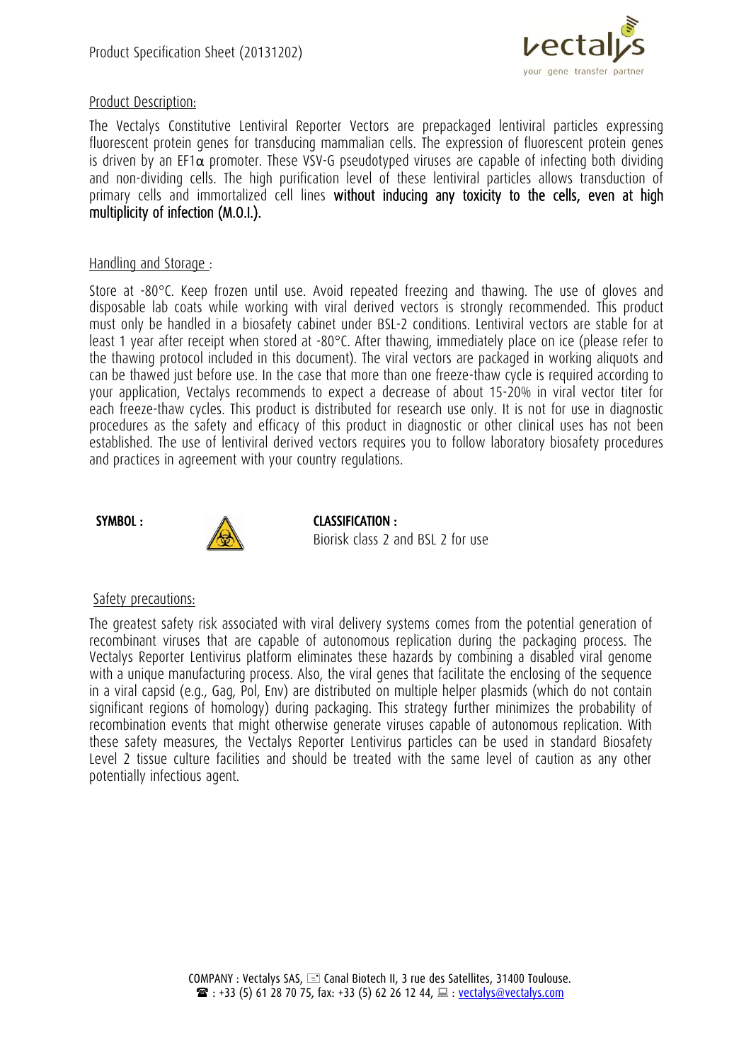## Product Description:

The Vectalys Constitutive Lentiviral Reporter Vectors are prepackaged lentiviral particles expressing fluorescent protein genes for transducing mammalian cells. The expression of fluorescent protein genes is driven by an EF1$\alpha$ promoter. These VSV-G pseudotyped viruses are capable of infecting both dividing and non-dividing cells. The high purification level of these lentiviral particles allows transduction of primary cells and immortalized cell lines **without inducing any toxicity to the cells, even at high multiplicity of infection (M.O.I.).**

## Handling and Storage :

Store at -80°C. Keep frozen until use. Avoid repeated freezing and thawing. The use of gloves and disposable lab coats while working with viral derived vectors is strongly recommended. This product must only be handled in a biosafety cabinet under BSL-2 conditions. Lentiviral vectors are stable for at least 1 year after receipt when stored at -80°C. After thawing, immediately place on ice (please refer to the thawing protocol included in this document). The viral vectors are packaged in working aliquots and can be thawed just before use. In the case that more than one freeze-thaw cycle is required according to your application, Vectalys recommends to expect a decrease of about 15-20% in viral vector titer for each freeze-thaw cycles. This product is distributed for research use only. It is not for use in diagnostic procedures as the safety and efficacy of this product in diagnostic or other clinical uses has not been established. The use of lentiviral derived vectors requires you to follow laboratory biosafety procedures and practices in agreement with your country regulations.

**SYMBOL :**

**CLASSIFICATION :**
Biorisk class 2 and BSL 2 for use

## Safety precautions:

The greatest safety risk associated with viral delivery systems comes from the potential generation of recombinant viruses that are capable of autonomous replication during the packaging process. The Vectalys Reporter Lentivirus platform eliminates these hazards by combining a disabled viral genome with a unique manufacturing process. Also, the viral genes that facilitate the enclosing of the sequence in a viral capsid (e.g., Gag, Pol, Env) are distributed on multiple helper plasmids (which do not contain significant regions of homology) during packaging. This strategy further minimizes the probability of recombination events that might otherwise generate viruses capable of autonomous replication. With these safety measures, the Vectalys Reporter Lentivirus particles can be used in standard Biosafety Level 2 tissue culture facilities and should be treated with the same level of caution as any other potentially infectious agent.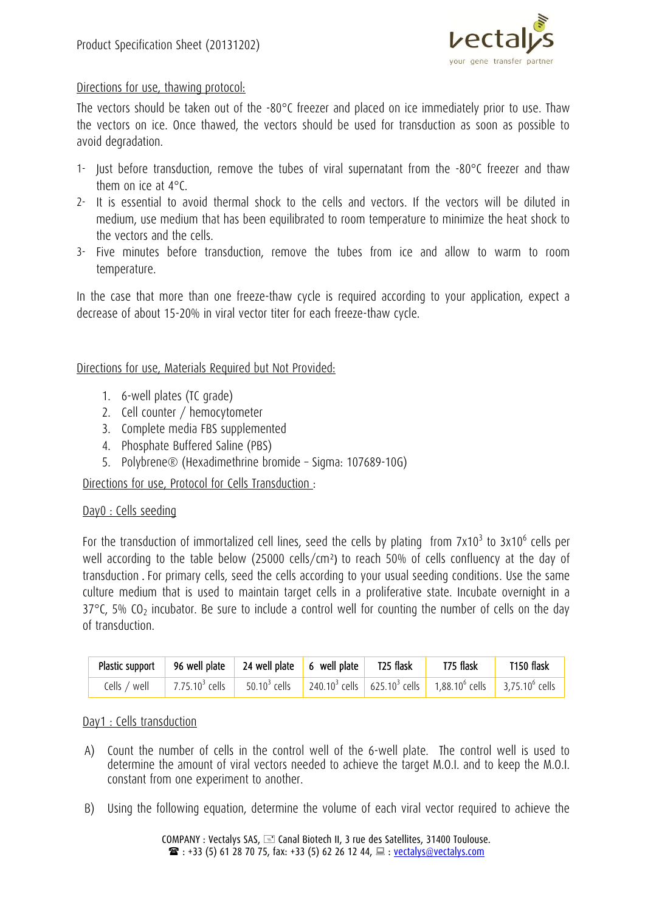Directions for use, thawing protocol:

The vectors should be taken out of the -80°C freezer and placed on ice immediately prior to use. Thaw the vectors on ice. Once thawed, the vectors should be used for transduction as soon as possible to avoid degradation.

1- Just before transduction, remove the tubes of viral supernatant from the -80°C freezer and thaw them on ice at 4°C.
2- It is essential to avoid thermal shock to the cells and vectors. If the vectors will be diluted in medium, use medium that has been equilibrated to room temperature to minimize the heat shock to the vectors and the cells.
3- Five minutes before transduction, remove the tubes from ice and allow to warm to room temperature.

In the case that more than one freeze-thaw cycle is required according to your application, expect a decrease of about 15-20% in viral vector titer for each freeze-thaw cycle.

Directions for use, Materials Required but Not Provided:

1. 6-well plates (TC grade)
2. Cell counter / hemocytometer
3. Complete media FBS supplemented
4. Phosphate Buffered Saline (PBS)
5. Polybrene® (Hexadimethrine bromide – Sigma: 107689-10G)

Directions for use, Protocol for Cells Transduction :

Day0 : Cells seeding

For the transduction of immortalized cell lines, seed the cells by plating from $7x10^3$ to $3x10^6$ cells per well according to the table below (25000 cells/cm²) to reach 50% of cells confluency at the day of transduction . For primary cells, seed the cells according to your usual seeding conditions. Use the same culture medium that is used to maintain target cells in a proliferative state. Incubate overnight in a 37°C, 5% $CO_2$ incubator. Be sure to include a control well for counting the number of cells on the day of transduction.

| Plastic support | 96 well plate | 24 well plate | 6 well plate | T25 flask | T75 flask | T150 flask |
|---|---|---|---|---|---|---|
| Cells / well | $7.75.10^3$ cells | $50.10^3$ cells | $240.10^3$ cells | $625.10^3$ cells | $1,88.10^6$ cells | $3,75.10^6$ cells |

Day1 : Cells transduction

A) Count the number of cells in the control well of the 6-well plate. The control well is used to determine the amount of viral vectors needed to achieve the target M.O.I. and to keep the M.O.I. constant from one experiment to another.

B) Using the following equation, determine the volume of each viral vector required to achieve the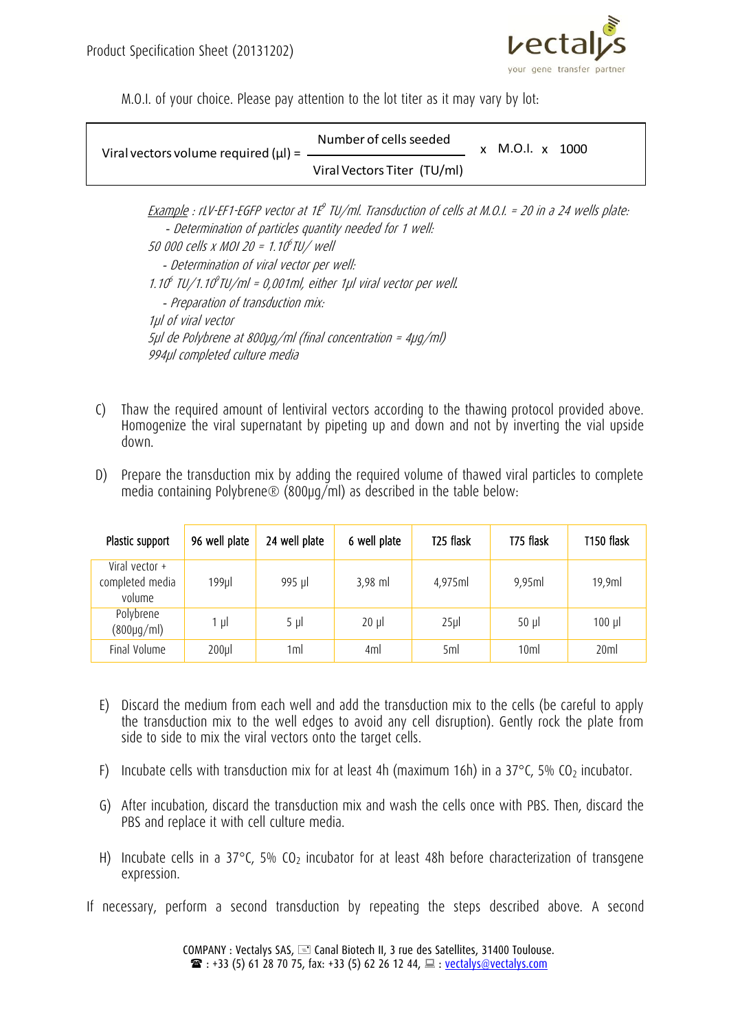M.O.I. of your choice. Please pay attention to the lot titer as it may vary by lot:

$$\text{Viral vectors volume required (µl)} = \frac{\text{Number of cells seeded}}{\text{Viral Vectors Titer (TU/ml)}} \times \text{M.O.I.} \times 1000$$

*Example : rLV-EF1-EGFP vector at 1E$^9$ TU/ml. Transduction of cells at M.O.I. = 20 in a 24 wells plate:*

*- Determination of particles quantity needed for 1 well:*

*50 000 cells x MOI 20 = 1.10$^6$ TU/ well*

*- Determination of viral vector per well:*

*1.10$^6$ TU/1.10$^9$TU/ml = 0,001ml, either 1µl viral vector per well.*

*- Preparation of transduction mix:*

*1µl of viral vector*

*5µl de Polybrene at 800µg/ml (final concentration = 4µg/ml)*

*994µl completed culture media*

C) Thaw the required amount of lentiviral vectors according to the thawing protocol provided above. Homogenize the viral supernatant by pipeting up and down and not by inverting the vial upside down.

D) Prepare the transduction mix by adding the required volume of thawed viral particles to complete media containing Polybrene® (800µg/ml) as described in the table below:

| Plastic support | 96 well plate | 24 well plate | 6 well plate | T25 flask | T75 flask | T150 flask |
|---|---|---|---|---|---|---|
| Viral vector + completed media volume | 199µl | 995 µl | 3,98 ml | 4,975ml | 9,95ml | 19,9ml |
| Polybrene (800µg/ml) | 1 µl | 5 µl | 20 µl | 25µl | 50 µl | 100 µl |
| Final Volume | 200µl | 1ml | 4ml | 5ml | 10ml | 20ml |

E) Discard the medium from each well and add the transduction mix to the cells (be careful to apply the transduction mix to the well edges to avoid any cell disruption). Gently rock the plate from side to side to mix the viral vectors onto the target cells.

F) Incubate cells with transduction mix for at least 4h (maximum 16h) in a 37°C, 5% $CO_2$ incubator.

G) After incubation, discard the transduction mix and wash the cells once with PBS. Then, discard the PBS and replace it with cell culture media.

H) Incubate cells in a 37°C, 5% $CO_2$ incubator for at least 48h before characterization of transgene expression.

If necessary, perform a second transduction by repeating the steps described above. A second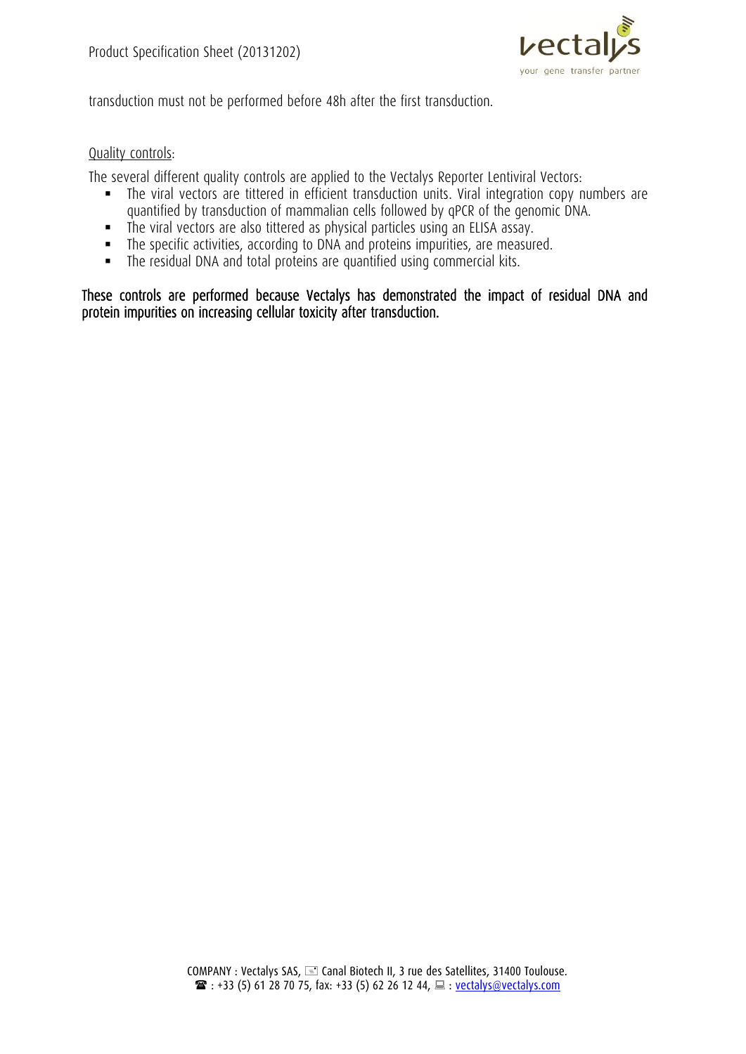transduction must not be performed before 48h after the first transduction.

Quality controls:

The several different quality controls are applied to the Vectalys Reporter Lentiviral Vectors:

- The viral vectors are tittered in efficient transduction units. Viral integration copy numbers are quantified by transduction of mammalian cells followed by qPCR of the genomic DNA.
- The viral vectors are also tittered as physical particles using an ELISA assay.
- The specific activities, according to DNA and proteins impurities, are measured.
- The residual DNA and total proteins are quantified using commercial kits.

These controls are performed because Vectalys has demonstrated the impact of residual DNA and protein impurities on increasing cellular toxicity after transduction.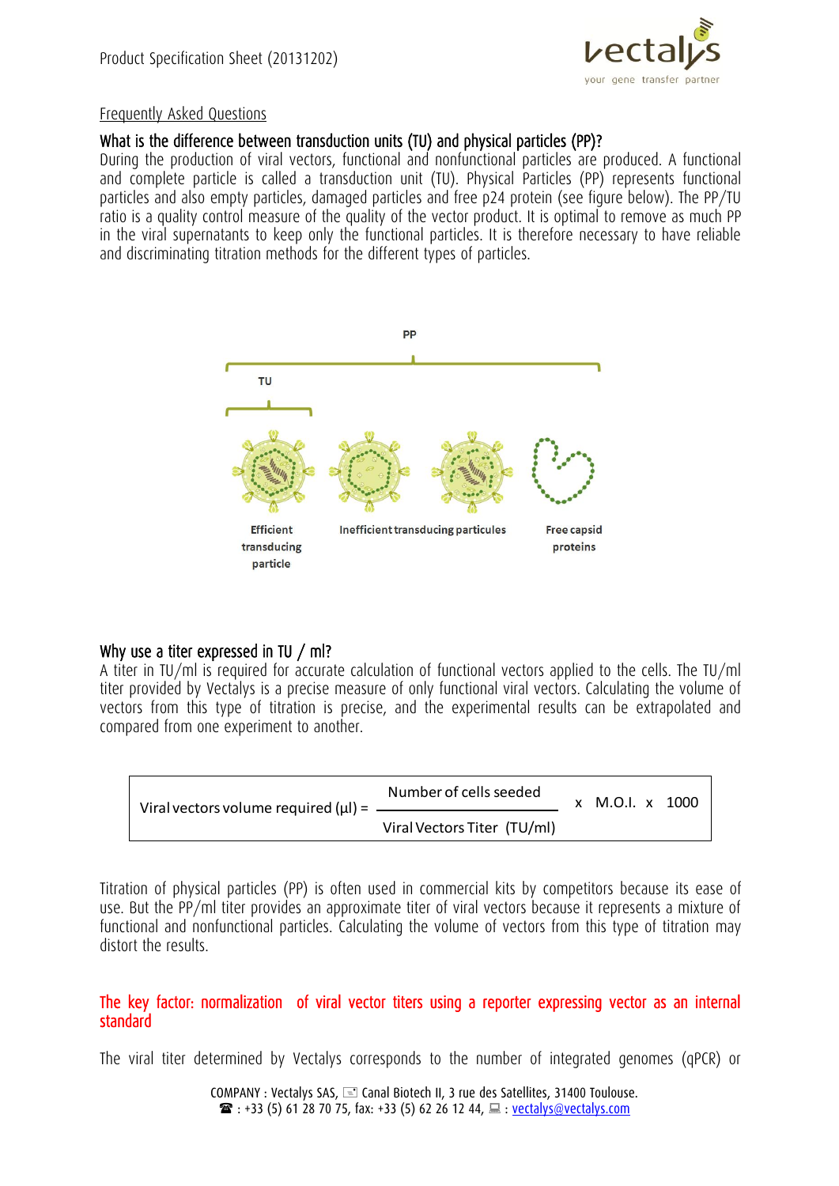## Frequently Asked Questions

### What is the difference between transduction units (TU) and physical particles (PP)?

During the production of viral vectors, functional and nonfunctional particles are produced. A functional and complete particle is called a transduction unit (TU). Physical Particles (PP) represents functional particles and also empty particles, damaged particles and free p24 protein (see figure below). The PP/TU ratio is a quality control measure of the quality of the vector product. It is optimal to remove as much PP in the viral supernatants to keep only the functional particles. It is therefore necessary to have reliable and discriminating titration methods for the different types of particles.

PP

TU

Efficient transducing particle

Inefficient transducing particules

Free capsid proteins

### Why use a titer expressed in TU / ml?

A titer in TU/ml is required for accurate calculation of functional vectors applied to the cells. The TU/ml titer provided by Vectalys is a precise measure of only functional viral vectors. Calculating the volume of vectors from this type of titration is precise, and the experimental results can be extrapolated and compared from one experiment to another.

$$\text{Viral vectors volume required } (\mu l) = \frac{\text{Number of cells seeded}}{\text{Viral Vectors Titer (TU/ml)}} \times \text{M.O.I.} \times 1000$$

Titration of physical particles (PP) is often used in commercial kits by competitors because its ease of use. But the PP/ml titer provides an approximate titer of viral vectors because it represents a mixture of functional and nonfunctional particles. Calculating the volume of vectors from this type of titration may distort the results.

### The key factor: normalization of viral vector titers using a reporter expressing vector as an internal standard

The viral titer determined by Vectalys corresponds to the number of integrated genomes (qPCR) or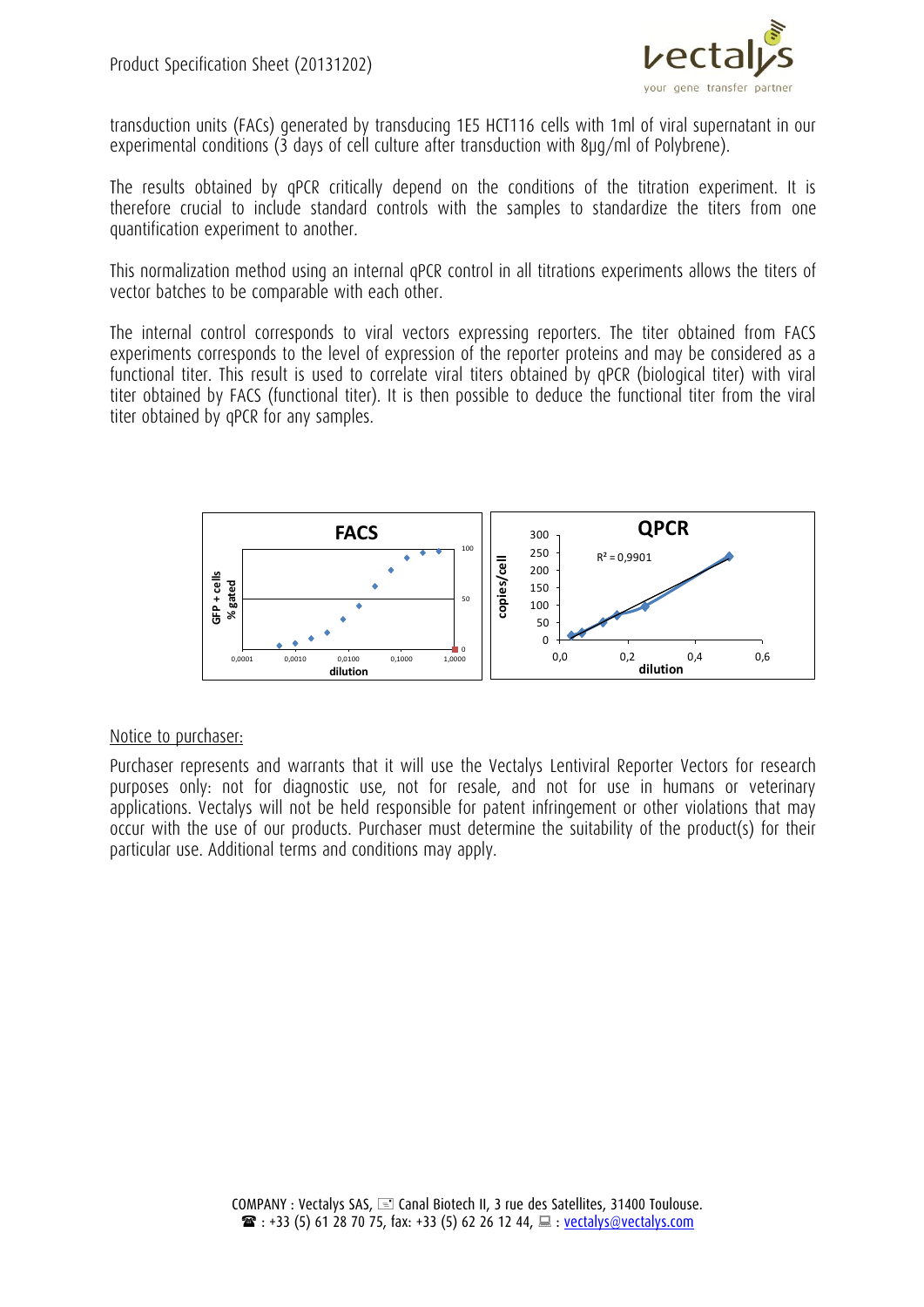transduction units (FACs) generated by transducing 1E5 HCT116 cells with 1ml of viral supernatant in our experimental conditions (3 days of cell culture after transduction with 8µg/ml of Polybrene).

The results obtained by qPCR critically depend on the conditions of the titration experiment. It is therefore crucial to include standard controls with the samples to standardize the titers from one quantification experiment to another.

This normalization method using an internal qPCR control in all titrations experiments allows the titers of vector batches to be comparable with each other.

The internal control corresponds to viral vectors expressing reporters. The titer obtained from FACS experiments corresponds to the level of expression of the reporter proteins and may be considered as a functional titer. This result is used to correlate viral titers obtained by qPCR (biological titer) with viral titer obtained by FACS (functional titer). It is then possible to deduce the functional titer from the viral titer obtained by qPCR for any samples.

FACS

GFP + cells % gated

100

50

0

0,0001 0,0010 0,0100 0,1000 1,0000

dilution

QPCR

copies/cell

300 250 200 150 100 50 0

$R^2 = 0{,}9901$

0,0 0,2 0,4 0,6

dilution

Notice to purchaser:

Purchaser represents and warrants that it will use the Vectalys Lentiviral Reporter Vectors for research purposes only: not for diagnostic use, not for resale, and not for use in humans or veterinary applications. Vectalys will not be held responsible for patent infringement or other violations that may occur with the use of our products. Purchaser must determine the suitability of the product(s) for their particular use. Additional terms and conditions may apply.